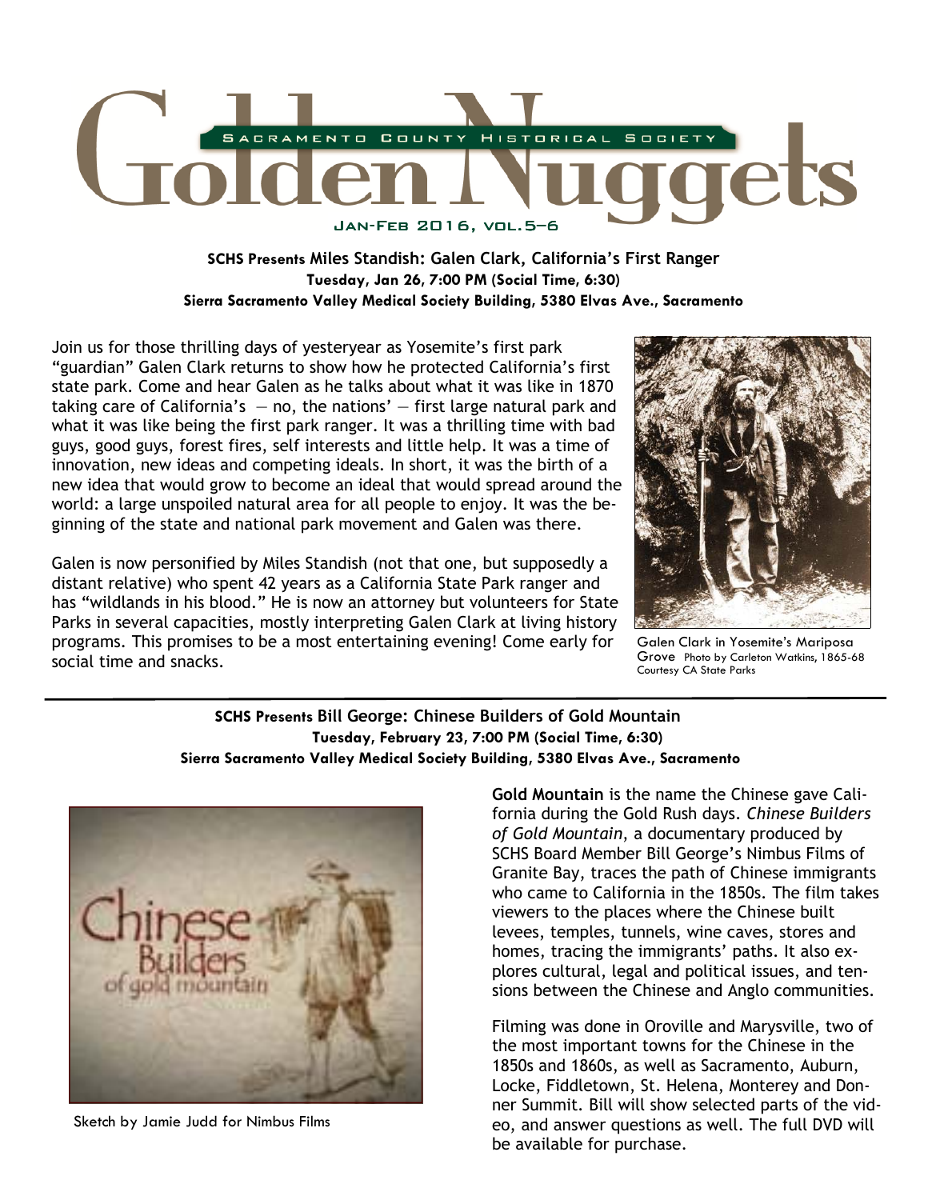# Golden Nuggets

SACRAMENTO COUNTY HISTORICAL SOCIETY

JAN-FEB 2016, VOL.5–6

**SCHS Presents Miles Standish: Galen Clark, California's First Ranger**
**Tuesday, Jan 26, 7:00 PM (Social Time, 6:30)**
**Sierra Sacramento Valley Medical Society Building, 5380 Elvas Ave., Sacramento**

Join us for those thrilling days of yesteryear as Yosemite's first park "guardian" Galen Clark returns to show how he protected California's first state park. Come and hear Galen as he talks about what it was like in 1870 taking care of California's — no, the nations' — first large natural park and what it was like being the first park ranger. It was a thrilling time with bad guys, good guys, forest fires, self interests and little help. It was a time of innovation, new ideas and competing ideals. In short, it was the birth of a new idea that would grow to become an ideal that would spread around the world: a large unspoiled natural area for all people to enjoy. It was the beginning of the state and national park movement and Galen was there.

Galen is now personified by Miles Standish (not that one, but supposedly a distant relative) who spent 42 years as a California State Park ranger and has "wildlands in his blood." He is now an attorney but volunteers for State Parks in several capacities, mostly interpreting Galen Clark at living history programs. This promises to be a most entertaining evening! Come early for social time and snacks.

Galen Clark in Yosemite's Mariposa Grove Photo by Carleton Watkins, 1865-68 Courtesy CA State Parks

---

**SCHS Presents Bill George: Chinese Builders of Gold Mountain**
**Tuesday, February 23, 7:00 PM (Social Time, 6:30)**
**Sierra Sacramento Valley Medical Society Building, 5380 Elvas Ave., Sacramento**

Sketch by Jamie Judd for Nimbus Films

**Gold Mountain** is the name the Chinese gave California during the Gold Rush days. *Chinese Builders of Gold Mountain*, a documentary produced by SCHS Board Member Bill George's Nimbus Films of Granite Bay, traces the path of Chinese immigrants who came to California in the 1850s. The film takes viewers to the places where the Chinese built levees, temples, tunnels, wine caves, stores and homes, tracing the immigrants' paths. It also explores cultural, legal and political issues, and tensions between the Chinese and Anglo communities.

Filming was done in Oroville and Marysville, two of the most important towns for the Chinese in the 1850s and 1860s, as well as Sacramento, Auburn, Locke, Fiddletown, St. Helena, Monterey and Donner Summit. Bill will show selected parts of the video, and answer questions as well. The full DVD will be available for purchase.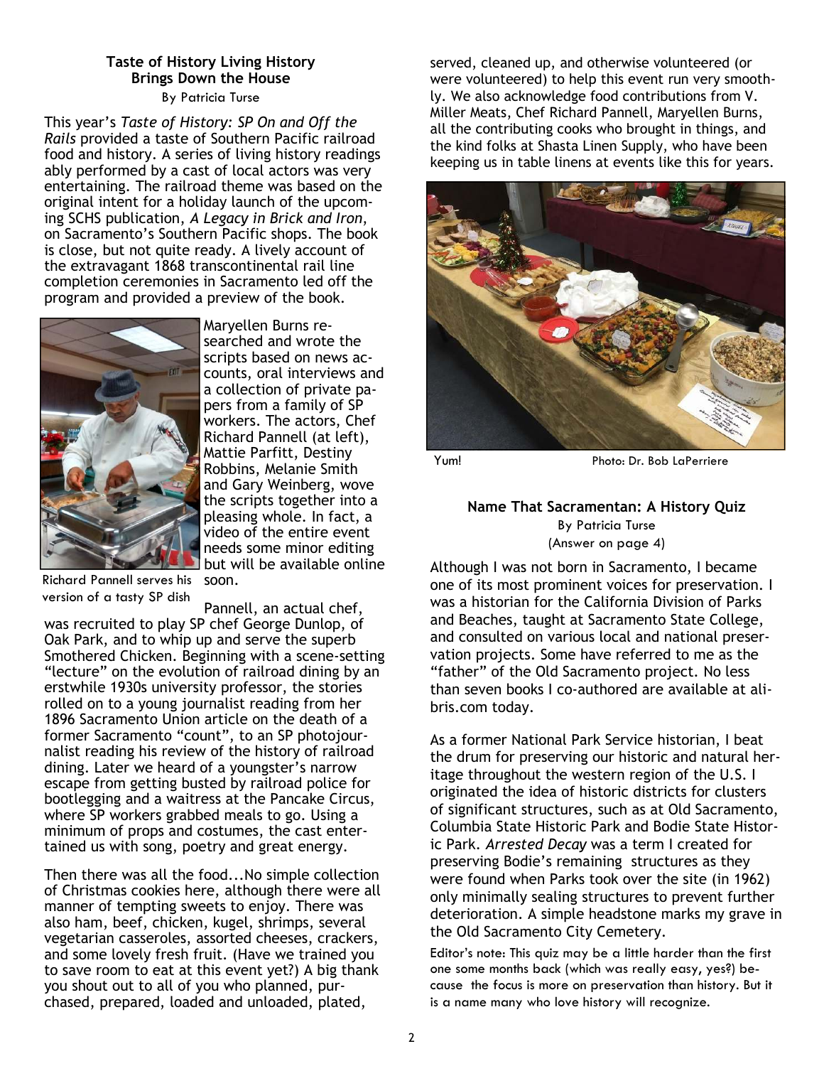## Taste of History Living History Brings Down the House

By Patricia Turse

This year's *Taste of History: SP On and Off the Rails* provided a taste of Southern Pacific railroad food and history. A series of living history readings ably performed by a cast of local actors was very entertaining. The railroad theme was based on the original intent for a holiday launch of the upcoming SCHS publication, *A Legacy in Brick and Iron*, on Sacramento's Southern Pacific shops. The book is close, but not quite ready. A lively account of the extravagant 1868 transcontinental rail line completion ceremonies in Sacramento led off the program and provided a preview of the book.

Richard Pannell serves his version of a tasty SP dish

Maryellen Burns researched and wrote the scripts based on news accounts, oral interviews and a collection of private papers from a family of SP workers. The actors, Chef Richard Pannell (at left), Mattie Parfitt, Destiny Robbins, Melanie Smith and Gary Weinberg, wove the scripts together into a pleasing whole. In fact, a video of the entire event needs some minor editing but will be available online soon.

Pannell, an actual chef, was recruited to play SP chef George Dunlop, of Oak Park, and to whip up and serve the superb Smothered Chicken. Beginning with a scene-setting "lecture" on the evolution of railroad dining by an erstwhile 1930s university professor, the stories rolled on to a young journalist reading from her 1896 Sacramento Union article on the death of a former Sacramento "count", to an SP photojournalist reading his review of the history of railroad dining. Later we heard of a youngster's narrow escape from getting busted by railroad police for bootlegging and a waitress at the Pancake Circus, where SP workers grabbed meals to go. Using a minimum of props and costumes, the cast entertained us with song, poetry and great energy.

Then there was all the food...No simple collection of Christmas cookies here, although there were all manner of tempting sweets to enjoy. There was also ham, beef, chicken, kugel, shrimps, several vegetarian casseroles, assorted cheeses, crackers, and some lovely fresh fruit. (Have we trained you to save room to eat at this event yet?) A big thank you shout out to all of you who planned, purchased, prepared, loaded and unloaded, plated, served, cleaned up, and otherwise volunteered (or were volunteered) to help this event run very smoothly. We also acknowledge food contributions from V. Miller Meats, Chef Richard Pannell, Maryellen Burns, all the contributing cooks who brought in things, and the kind folks at Shasta Linen Supply, who have been keeping us in table linens at events like this for years.

Yum! Photo: Dr. Bob LaPerriere

## Name That Sacramentan: A History Quiz

By Patricia Turse

(Answer on page 4)

Although I was not born in Sacramento, I became one of its most prominent voices for preservation. I was a historian for the California Division of Parks and Beaches, taught at Sacramento State College, and consulted on various local and national preservation projects. Some have referred to me as the "father" of the Old Sacramento project. No less than seven books I co-authored are available at alibris.com today.

As a former National Park Service historian, I beat the drum for preserving our historic and natural heritage throughout the western region of the U.S. I originated the idea of historic districts for clusters of significant structures, such as at Old Sacramento, Columbia State Historic Park and Bodie State Historic Park. *Arrested Decay* was a term I created for preserving Bodie's remaining structures as they were found when Parks took over the site (in 1962) only minimally sealing structures to prevent further deterioration. A simple headstone marks my grave in the Old Sacramento City Cemetery.

Editor's note: This quiz may be a little harder than the first one some months back (which was really easy, yes?) because the focus is more on preservation than history. But it is a name many who love history will recognize.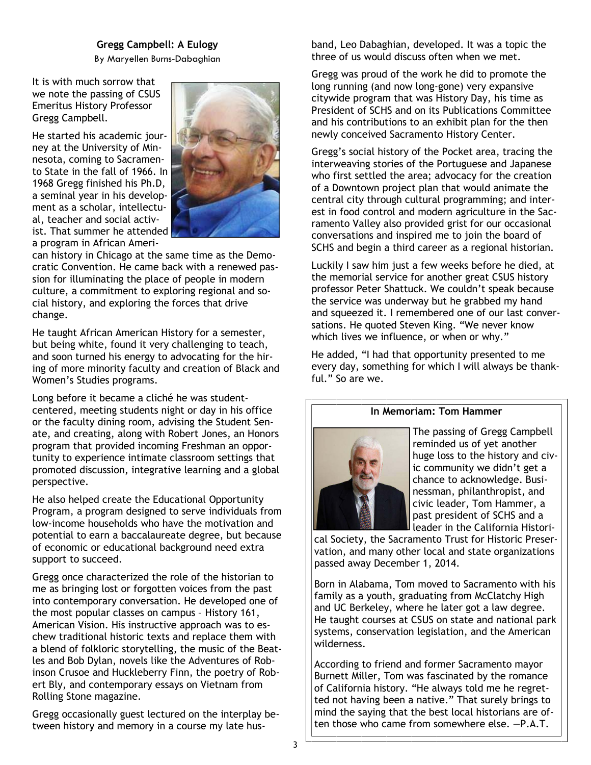## Gregg Campbell: A Eulogy

By Maryellen Burns-Dabaghian

It is with much sorrow that we note the passing of CSUS Emeritus History Professor Gregg Campbell.

He started his academic journey at the University of Minnesota, coming to Sacramento State in the fall of 1966. In 1968 Gregg finished his Ph.D, a seminal year in his development as a scholar, intellectual, teacher and social activist. That summer he attended a program in African American history in Chicago at the same time as the Democratic Convention. He came back with a renewed passion for illuminating the place of people in modern culture, a commitment to exploring regional and social history, and exploring the forces that drive change.

He taught African American History for a semester, but being white, found it very challenging to teach, and soon turned his energy to advocating for the hiring of more minority faculty and creation of Black and Women's Studies programs.

Long before it became a cliché he was student-centered, meeting students night or day in his office or the faculty dining room, advising the Student Senate, and creating, along with Robert Jones, an Honors program that provided incoming Freshman an opportunity to experience intimate classroom settings that promoted discussion, integrative learning and a global perspective.

He also helped create the Educational Opportunity Program, a program designed to serve individuals from low-income households who have the motivation and potential to earn a baccalaureate degree, but because of economic or educational background need extra support to succeed.

Gregg once characterized the role of the historian to me as bringing lost or forgotten voices from the past into contemporary conversation. He developed one of the most popular classes on campus – History 161, American Vision. His instructive approach was to eschew traditional historic texts and replace them with a blend of folkloric storytelling, the music of the Beatles and Bob Dylan, novels like the Adventures of Robinson Crusoe and Huckleberry Finn, the poetry of Robert Bly, and contemporary essays on Vietnam from Rolling Stone magazine.

Gregg occasionally guest lectured on the interplay between history and memory in a course my late husband, Leo Dabaghian, developed. It was a topic the three of us would discuss often when we met.

Gregg was proud of the work he did to promote the long running (and now long-gone) very expansive citywide program that was History Day, his time as President of SCHS and on its Publications Committee and his contributions to an exhibit plan for the then newly conceived Sacramento History Center.

Gregg's social history of the Pocket area, tracing the interweaving stories of the Portuguese and Japanese who first settled the area; advocacy for the creation of a Downtown project plan that would animate the central city through cultural programming; and interest in food control and modern agriculture in the Sacramento Valley also provided grist for our occasional conversations and inspired me to join the board of SCHS and begin a third career as a regional historian.

Luckily I saw him just a few weeks before he died, at the memorial service for another great CSUS history professor Peter Shattuck. We couldn't speak because the service was underway but he grabbed my hand and squeezed it. I remembered one of our last conversations. He quoted Steven King. "We never know which lives we influence, or when or why."

He added, "I had that opportunity presented to me every day, something for which I will always be thankful." So are we.

### In Memoriam: Tom Hammer

The passing of Gregg Campbell reminded us of yet another huge loss to the history and civic community we didn't get a chance to acknowledge. Businessman, philanthropist, and civic leader, Tom Hammer, a past president of SCHS and a leader in the California Historical Society, the Sacramento Trust for Historic Preservation, and many other local and state organizations passed away December 1, 2014.

Born in Alabama, Tom moved to Sacramento with his family as a youth, graduating from McClatchy High and UC Berkeley, where he later got a law degree. He taught courses at CSUS on state and national park systems, conservation legislation, and the American wilderness.

According to friend and former Sacramento mayor Burnett Miller, Tom was fascinated by the romance of California history. "He always told me he regretted not having been a native." That surely brings to mind the saying that the best local historians are often those who came from somewhere else. —P.A.T.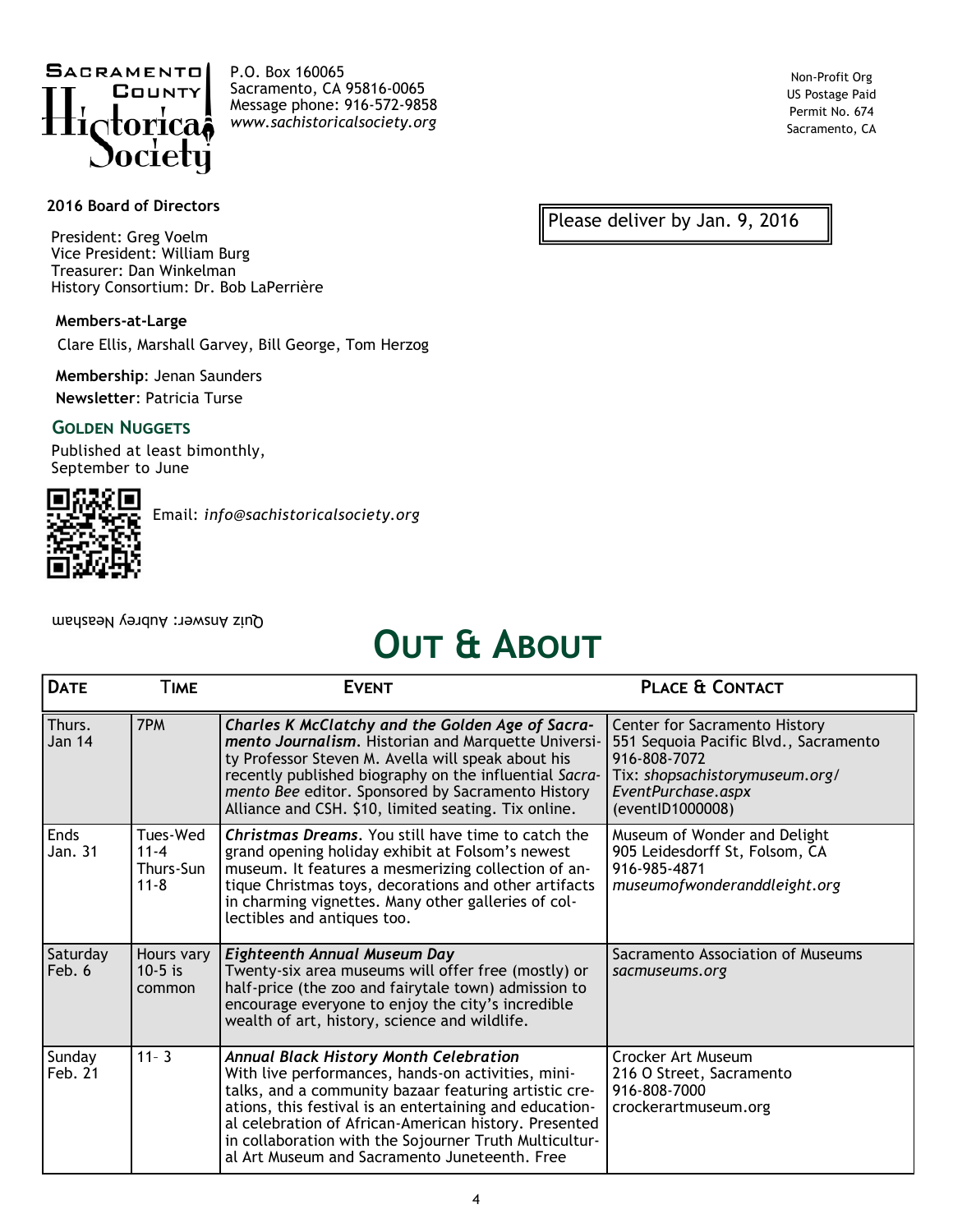Sacramento County Historical Society

P.O. Box 160065
Sacramento, CA 95816-0065
Message phone: 916-572-9858
*www.sachistoricalsociety.org*

Non-Profit Org
US Postage Paid
Permit No. 674
Sacramento, CA

Please deliver by Jan. 9, 2016

**2016 Board of Directors**

President: Greg Voelm
Vice President: William Burg
Treasurer: Dan Winkelman
History Consortium: Dr. Bob LaPerrière

**Members-at-Large**

Clare Ellis, Marshall Garvey, Bill George, Tom Herzog

**Membership**: Jenan Saunders
**Newsletter**: Patricia Turse

**GOLDEN NUGGETS**

Published at least bimonthly, September to June

Email: *info@sachistoricalsociety.org*

Quiz Answer: Aubrey Neasham

# OUT & ABOUT

| DATE | TIME | EVENT | PLACE & CONTACT |
|---|---|---|---|
| Thurs. Jan 14 | 7PM | ***Charles K McClatchy and the Golden Age of Sacramento Journalism.*** Historian and Marquette University Professor Steven M. Avella will speak about his recently published biography on the influential *Sacramento Bee* editor. Sponsored by Sacramento History Alliance and CSH. $10, limited seating. Tix online. | Center for Sacramento History<br>551 Sequoia Pacific Blvd., Sacramento<br>916-808-7072<br>Tix: *shopsachistorymuseum.org/EventPurchase.aspx* (eventID1000008) |
| Ends Jan. 31 | Tues-Wed 11-4<br>Thurs-Sun 11-8 | ***Christmas Dreams.*** You still have time to catch the grand opening holiday exhibit at Folsom's newest museum. It features a mesmerizing collection of antique Christmas toys, decorations and other artifacts in charming vignettes. Many other galleries of collectibles and antiques too. | Museum of Wonder and Delight<br>905 Leidesdorff St, Folsom, CA<br>916-985-4871<br>*museumofwonderanddleight.org* |
| Saturday Feb. 6 | Hours vary 10-5 is common | ***Eighteenth Annual Museum Day***<br>Twenty-six area museums will offer free (mostly) or half-price (the zoo and fairytale town) admission to encourage everyone to enjoy the city's incredible wealth of art, history, science and wildlife. | Sacramento Association of Museums<br>*sacmuseums.org* |
| Sunday Feb. 21 | 11– 3 | ***Annual Black History Month Celebration***<br>With live performances, hands-on activities, mini-talks, and a community bazaar featuring artistic creations, this festival is an entertaining and educational celebration of African-American history. Presented in collaboration with the Sojourner Truth Multicultural Art Museum and Sacramento Juneteenth. Free | Crocker Art Museum<br>216 O Street, Sacramento<br>916-808-7000<br>crockerartmuseum.org |